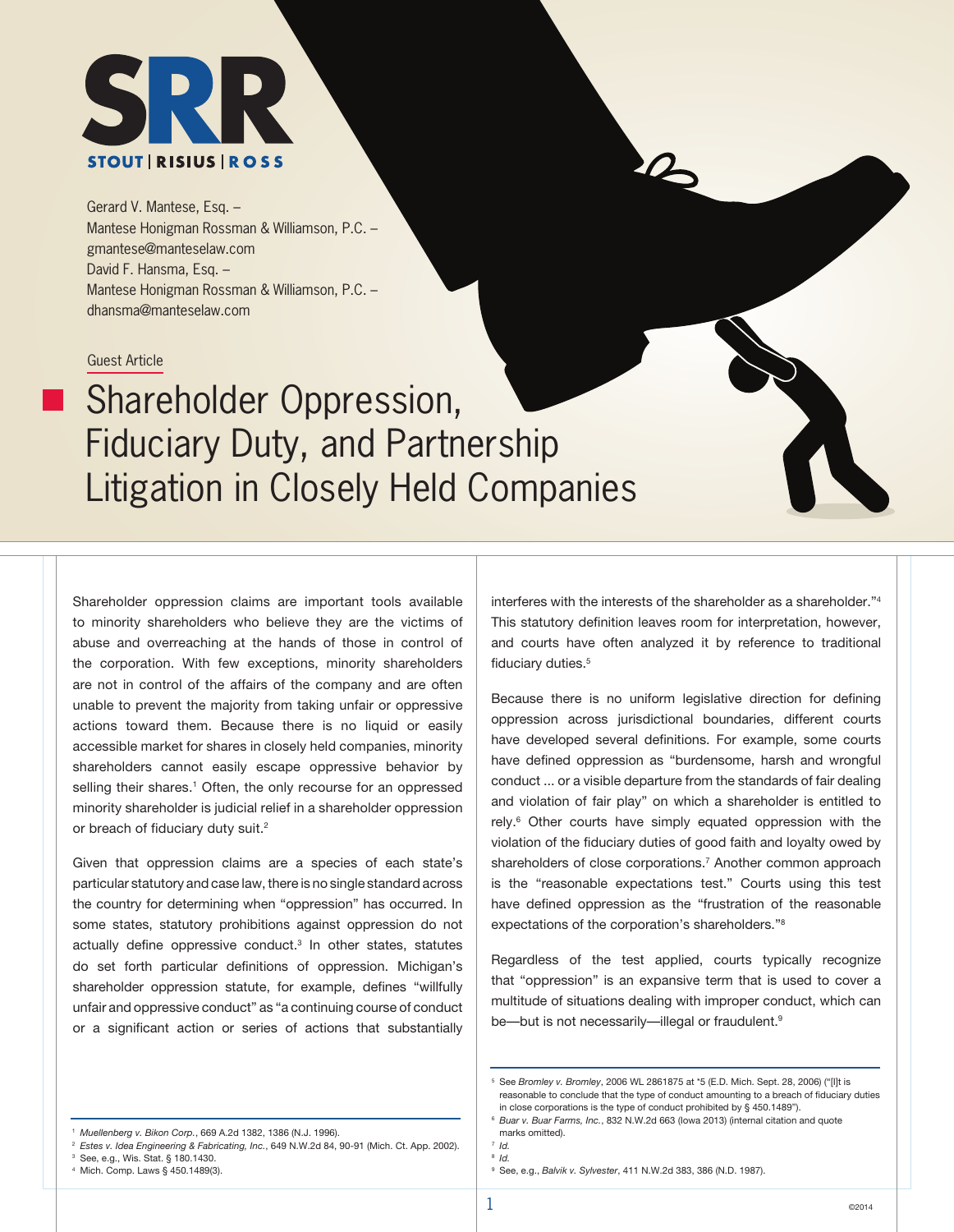STOUT | RISIUS | ROSS

Gerard V. Mantese, Esq. –
Mantese Honigman Rossman & Williamson, P.C. –
gmantese@manteselaw.com
David F. Hansma, Esq. –
Mantese Honigman Rossman & Williamson, P.C. –
dhansma@manteselaw.com

Guest Article

# Shareholder Oppression, Fiduciary Duty, and Partnership Litigation in Closely Held Companies

Shareholder oppression claims are important tools available to minority shareholders who believe they are the victims of abuse and overreaching at the hands of those in control of the corporation. With few exceptions, minority shareholders are not in control of the affairs of the company and are often unable to prevent the majority from taking unfair or oppressive actions toward them. Because there is no liquid or easily accessible market for shares in closely held companies, minority shareholders cannot easily escape oppressive behavior by selling their shares.[1] Often, the only recourse for an oppressed minority shareholder is judicial relief in a shareholder oppression or breach of fiduciary duty suit.[2]

Given that oppression claims are a species of each state's particular statutory and case law, there is no single standard across the country for determining when "oppression" has occurred. In some states, statutory prohibitions against oppression do not actually define oppressive conduct.[3] In other states, statutes do set forth particular definitions of oppression. Michigan's shareholder oppression statute, for example, defines "willfully unfair and oppressive conduct" as "a continuing course of conduct or a significant action or series of actions that substantially interferes with the interests of the shareholder as a shareholder."[4] This statutory definition leaves room for interpretation, however, and courts have often analyzed it by reference to traditional fiduciary duties.[5]

Because there is no uniform legislative direction for defining oppression across jurisdictional boundaries, different courts have developed several definitions. For example, some courts have defined oppression as "burdensome, harsh and wrongful conduct ... or a visible departure from the standards of fair dealing and violation of fair play" on which a shareholder is entitled to rely.[6] Other courts have simply equated oppression with the violation of the fiduciary duties of good faith and loyalty owed by shareholders of close corporations.[7] Another common approach is the "reasonable expectations test." Courts using this test have defined oppression as the "frustration of the reasonable expectations of the corporation's shareholders."[8]

Regardless of the test applied, courts typically recognize that "oppression" is an expansive term that is used to cover a multitude of situations dealing with improper conduct, which can be—but is not necessarily—illegal or fraudulent.[9]

---

[1] *Muellenberg v. Bikon Corp.*, 669 A.2d 1382, 1386 (N.J. 1996).
[2] *Estes v. Idea Engineering & Fabricating, Inc.*, 649 N.W.2d 84, 90-91 (Mich. Ct. App. 2002).
[3] See, e.g., Wis. Stat. § 180.1430.
[4] Mich. Comp. Laws § 450.1489(3).
[5] See *Bromley v. Bromley*, 2006 WL 2861875 at *5 (E.D. Mich. Sept. 28, 2006) ("[I]t is reasonable to conclude that the type of conduct amounting to a breach of fiduciary duties in close corporations is the type of conduct prohibited by § 450.1489").
[6] *Buar v. Buar Farms, Inc.*, 832 N.W.2d 663 (Iowa 2013) (internal citation and quote marks omitted).
[7] *Id.*
[8] *Id.*
[9] See, e.g., *Balvik v. Sylvester*, 411 N.W.2d 383, 386 (N.D. 1987).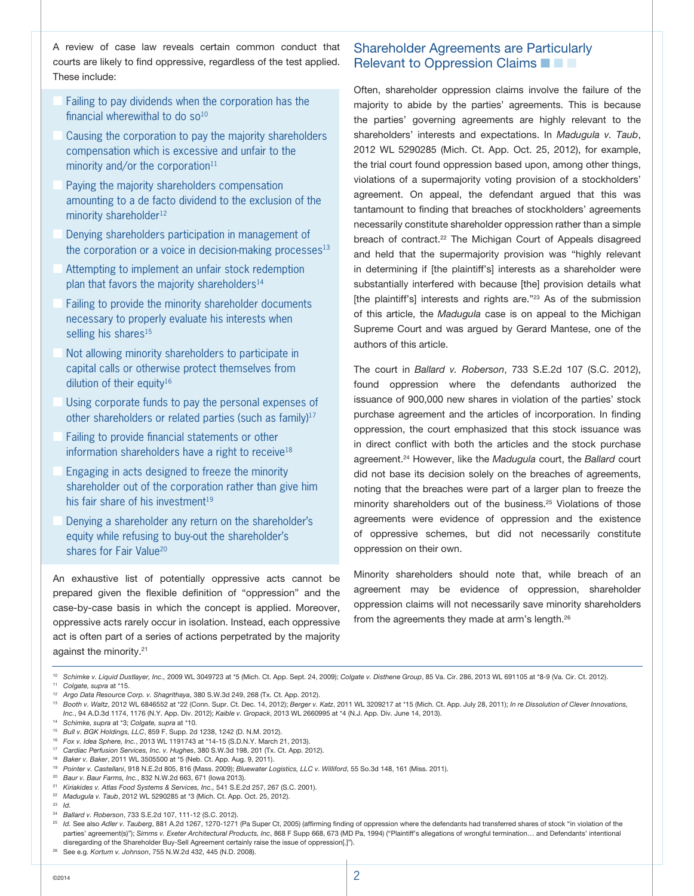A review of case law reveals certain common conduct that courts are likely to find oppressive, regardless of the test applied. These include:

- Failing to pay dividends when the corporation has the financial wherewithal to do so[10]
- Causing the corporation to pay the majority shareholders compensation which is excessive and unfair to the minority and/or the corporation[11]
- Paying the majority shareholders compensation amounting to a de facto dividend to the exclusion of the minority shareholder[12]
- Denying shareholders participation in management of the corporation or a voice in decision-making processes[13]
- Attempting to implement an unfair stock redemption plan that favors the majority shareholders[14]
- Failing to provide the minority shareholder documents necessary to properly evaluate his interests when selling his shares[15]
- Not allowing minority shareholders to participate in capital calls or otherwise protect themselves from dilution of their equity[16]
- Using corporate funds to pay the personal expenses of other shareholders or related parties (such as family)[17]
- Failing to provide financial statements or other information shareholders have a right to receive[18]
- Engaging in acts designed to freeze the minority shareholder out of the corporation rather than give him his fair share of his investment[19]
- Denying a shareholder any return on the shareholder's equity while refusing to buy-out the shareholder's shares for Fair Value[20]

An exhaustive list of potentially oppressive acts cannot be prepared given the flexible definition of "oppression" and the case-by-case basis in which the concept is applied. Moreover, oppressive acts rarely occur in isolation. Instead, each oppressive act is often part of a series of actions perpetrated by the majority against the minority.[21]

## Shareholder Agreements are Particularly Relevant to Oppression Claims

Often, shareholder oppression claims involve the failure of the majority to abide by the parties' agreements. This is because the parties' governing agreements are highly relevant to the shareholders' interests and expectations. In *Madugula v. Taub*, 2012 WL 5290285 (Mich. Ct. App. Oct. 25, 2012), for example, the trial court found oppression based upon, among other things, violations of a supermajority voting provision of a stockholders' agreement. On appeal, the defendant argued that this was tantamount to finding that breaches of stockholders' agreements necessarily constitute shareholder oppression rather than a simple breach of contract.[22] The Michigan Court of Appeals disagreed and held that the supermajority provision was "highly relevant in determining if [the plaintiff's] interests as a shareholder were substantially interfered with because [the] provision details what [the plaintiff's] interests and rights are."[23] As of the submission of this article, the *Madugula* case is on appeal to the Michigan Supreme Court and was argued by Gerard Mantese, one of the authors of this article.

The court in *Ballard v. Roberson*, 733 S.E.2d 107 (S.C. 2012), found oppression where the defendants authorized the issuance of 900,000 new shares in violation of the parties' stock purchase agreement and the articles of incorporation. In finding oppression, the court emphasized that this stock issuance was in direct conflict with both the articles and the stock purchase agreement.[24] However, like the *Madugula* court, the *Ballard* court did not base its decision solely on the breaches of agreements, noting that the breaches were part of a larger plan to freeze the minority shareholders out of the business.[25] Violations of those agreements were evidence of oppression and the existence of oppressive schemes, but did not necessarily constitute oppression on their own.

Minority shareholders should note that, while breach of an agreement may be evidence of oppression, shareholder oppression claims will not necessarily save minority shareholders from the agreements they made at arm's length.[26]

---

[10] *Schimke v. Liquid Dustlayer, Inc.*, 2009 WL 3049723 at *5 (Mich. Ct. App. Sept. 24, 2009); *Colgate v. Disthene Group*, 85 Va. Cir. 286, 2013 WL 691105 at *8-9 (Va. Cir. Ct. 2012).

[11] *Colgate, supra* at *15.

[12] *Argo Data Resource Corp. v. Shagrithaya*, 380 S.W.3d 249, 268 (Tx. Ct. App. 2012).

[13] *Booth v. Waltz*, 2012 WL 6846552 at *22 (Conn. Supr. Ct. Dec. 14, 2012); *Berger v. Katz*, 2011 WL 3209217 at *15 (Mich. Ct. App. July 28, 2011); *In re Dissolution of Clever Innovations, Inc.*, 94 A.D.3d 1174, 1176 (N.Y. App. Div. 2012); *Kaible v. Gropack*, 2013 WL 2660995 at *4 (N.J. App. Div. June 14, 2013).

[14] *Schimke, supra* at *3; *Colgate, supra* at *10.

[15] *Bull v. BGK Holdings, LLC*, 859 F. Supp. 2d 1238, 1242 (D. N.M. 2012).

[16] *Fox v. Idea Sphere, Inc.*, 2013 WL 1191743 at *14-15 (S.D.N.Y. March 21, 2013).

[17] *Cardiac Perfusion Services, Inc. v. Hughes*, 380 S.W.3d 198, 201 (Tx. Ct. App. 2012).

[18] *Baker v. Baker*, 2011 WL 3505500 at *5 (Neb. Ct. App. Aug. 9, 2011).

[19] *Pointer v. Castellani*, 918 N.E.2d 805, 816 (Mass. 2009); *Bluewater Logistics, LLC v. Williford*, 55 So.3d 148, 161 (Miss. 2011).

[20] *Baur v. Baur Farms, Inc.*, 832 N.W.2d 663, 671 (Iowa 2013).

[21] *Kiriakides v. Atlas Food Systems & Services, Inc.*, 541 S.E.2d 257, 267 (S.C. 2001).

[22] *Madugula v. Taub*, 2012 WL 5290285 at *3 (Mich. Ct. App. Oct. 25, 2012).

[23] *Id.*

[24] *Ballard v. Roberson*, 733 S.E.2d 107, 111-12 (S.C. 2012).

[25] *Id.* See also *Adler v. Tauberg*, 881 A.2d 1267, 1270-1271 (Pa Super Ct, 2005) (affirming finding of oppression where the defendants had transferred shares of stock "in violation of the parties' agreement(s)"); *Simms v. Exeter Architectural Products, Inc*, 868 F Supp 668, 673 (MD Pa, 1994) ("Plaintiff's allegations of wrongful termination… and Defendants' intentional disregarding of the Shareholder Buy-Sell Agreement certainly raise the issue of oppression[.]").

[26] See e.g. *Kortum v. Johnson*, 755 N.W.2d 432, 445 (N.D. 2008).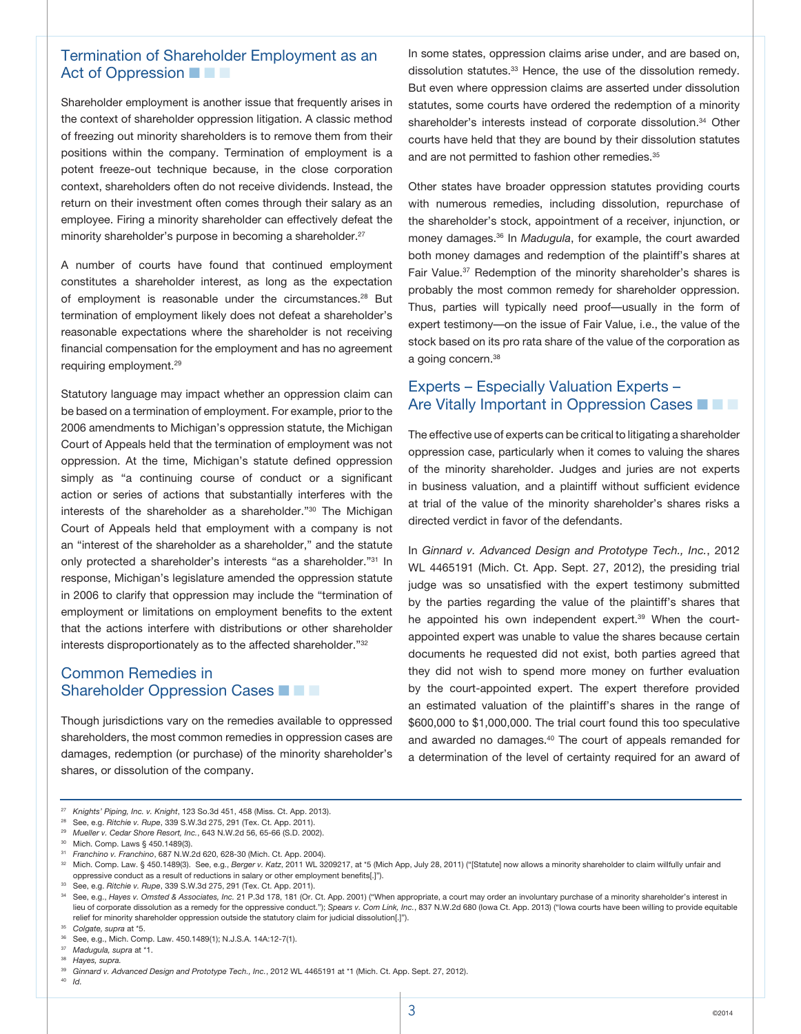## Termination of Shareholder Employment as an Act of Oppression

Shareholder employment is another issue that frequently arises in the context of shareholder oppression litigation. A classic method of freezing out minority shareholders is to remove them from their positions within the company. Termination of employment is a potent freeze-out technique because, in the close corporation context, shareholders often do not receive dividends. Instead, the return on their investment often comes through their salary as an employee. Firing a minority shareholder can effectively defeat the minority shareholder's purpose in becoming a shareholder.[27]

A number of courts have found that continued employment constitutes a shareholder interest, as long as the expectation of employment is reasonable under the circumstances.[28] But termination of employment likely does not defeat a shareholder's reasonable expectations where the shareholder is not receiving financial compensation for the employment and has no agreement requiring employment.[29]

Statutory language may impact whether an oppression claim can be based on a termination of employment. For example, prior to the 2006 amendments to Michigan's oppression statute, the Michigan Court of Appeals held that the termination of employment was not oppression. At the time, Michigan's statute defined oppression simply as "a continuing course of conduct or a significant action or series of actions that substantially interferes with the interests of the shareholder as a shareholder."[30] The Michigan Court of Appeals held that employment with a company is not an "interest of the shareholder as a shareholder," and the statute only protected a shareholder's interests "as a shareholder."[31] In response, Michigan's legislature amended the oppression statute in 2006 to clarify that oppression may include the "termination of employment or limitations on employment benefits to the extent that the actions interfere with distributions or other shareholder interests disproportionately as to the affected shareholder."[32]

## Common Remedies in Shareholder Oppression Cases

Though jurisdictions vary on the remedies available to oppressed shareholders, the most common remedies in oppression cases are damages, redemption (or purchase) of the minority shareholder's shares, or dissolution of the company.

In some states, oppression claims arise under, and are based on, dissolution statutes.[33] Hence, the use of the dissolution remedy. But even where oppression claims are asserted under dissolution statutes, some courts have ordered the redemption of a minority shareholder's interests instead of corporate dissolution.[34] Other courts have held that they are bound by their dissolution statutes and are not permitted to fashion other remedies.[35]

Other states have broader oppression statutes providing courts with numerous remedies, including dissolution, repurchase of the shareholder's stock, appointment of a receiver, injunction, or money damages.[36] In *Madugula*, for example, the court awarded both money damages and redemption of the plaintiff's shares at Fair Value.[37] Redemption of the minority shareholder's shares is probably the most common remedy for shareholder oppression. Thus, parties will typically need proof—usually in the form of expert testimony—on the issue of Fair Value, i.e., the value of the stock based on its pro rata share of the value of the corporation as a going concern.[38]

## Experts – Especially Valuation Experts – Are Vitally Important in Oppression Cases

The effective use of experts can be critical to litigating a shareholder oppression case, particularly when it comes to valuing the shares of the minority shareholder. Judges and juries are not experts in business valuation, and a plaintiff without sufficient evidence at trial of the value of the minority shareholder's shares risks a directed verdict in favor of the defendants.

In *Ginnard v. Advanced Design and Prototype Tech., Inc.*, 2012 WL 4465191 (Mich. Ct. App. Sept. 27, 2012), the presiding trial judge was so unsatisfied with the expert testimony submitted by the parties regarding the value of the plaintiff's shares that he appointed his own independent expert.[39] When the court-appointed expert was unable to value the shares because certain documents he requested did not exist, both parties agreed that they did not wish to spend more money on further evaluation by the court-appointed expert. The expert therefore provided an estimated valuation of the plaintiff's shares in the range of $600,000 to $1,000,000. The trial court found this too speculative and awarded no damages.[40] The court of appeals remanded for a determination of the level of certainty required for an award of

---

[27] *Knights' Piping, Inc. v. Knight*, 123 So.3d 451, 458 (Miss. Ct. App. 2013).

[28] See, e.g. *Ritchie v. Rupe*, 339 S.W.3d 275, 291 (Tex. Ct. App. 2011).

[29] *Mueller v. Cedar Shore Resort, Inc.*, 643 N.W.2d 56, 65-66 (S.D. 2002).

[30] Mich. Comp. Laws § 450.1489(3).

[31] *Franchino v. Franchino*, 687 N.W.2d 620, 628-30 (Mich. Ct. App. 2004).

[32] Mich. Comp. Law. § 450.1489(3). See, e.g., *Berger v. Katz*, 2011 WL 3209217, at *5 (Mich App, July 28, 2011) ("[Statute] now allows a minority shareholder to claim willfully unfair and oppressive conduct as a result of reductions in salary or other employment benefits[.]").

[33] See, e.g. *Ritchie v. Rupe*, 339 S.W.3d 275, 291 (Tex. Ct. App. 2011).

[34] See, e.g., *Hayes v. Omsted & Associates, Inc.* 21 P.3d 178, 181 (Or. Ct. App. 2001) ("When appropriate, a court may order an involuntary purchase of a minority shareholder's interest in lieu of corporate dissolution as a remedy for the oppressive conduct."); *Spears v. Com Link, Inc.*, 837 N.W.2d 680 (Iowa Ct. App. 2013) ("Iowa courts have been willing to provide equitable relief for minority shareholder oppression outside the statutory claim for judicial dissolution[.]").

[35] *Colgate, supra* at *5.

[36] See, e.g., Mich. Comp. Law. 450.1489(1); N.J.S.A. 14A:12-7(1).

[37] *Madugula, supra* at *1.

[38] *Hayes, supra.*

[39] *Ginnard v. Advanced Design and Prototype Tech., Inc.*, 2012 WL 4465191 at *1 (Mich. Ct. App. Sept. 27, 2012).

[40] *Id.*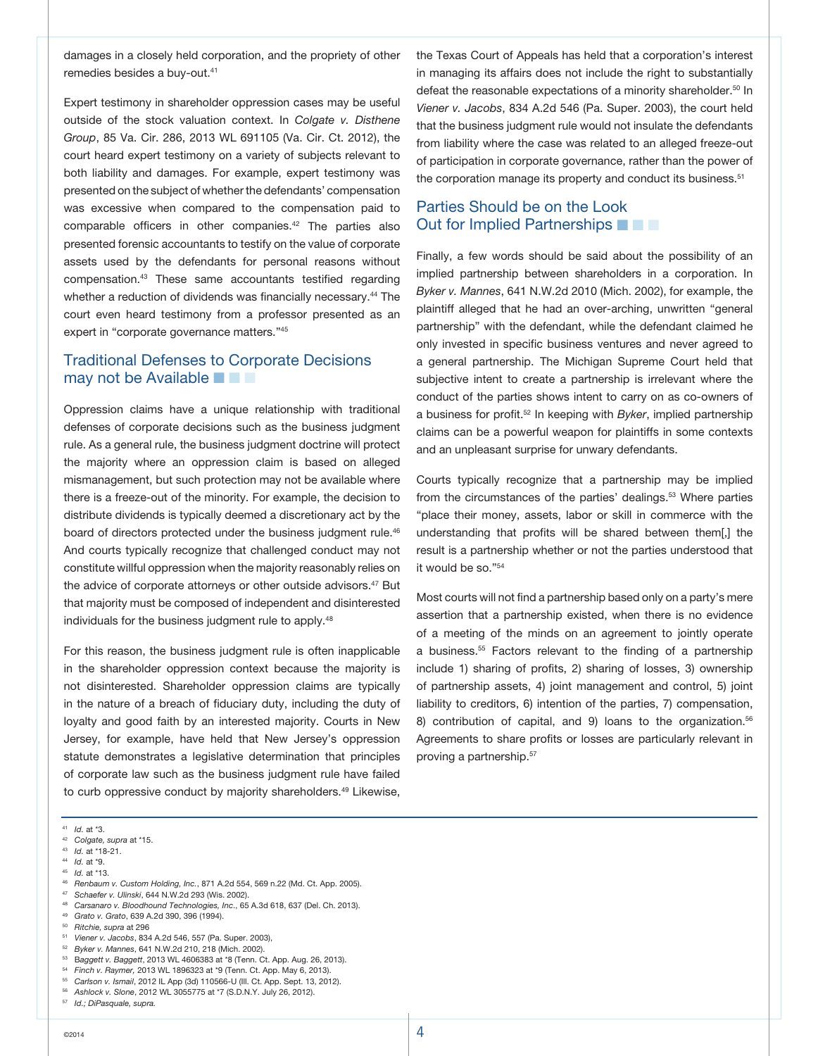damages in a closely held corporation, and the propriety of other remedies besides a buy-out.[41]

Expert testimony in shareholder oppression cases may be useful outside of the stock valuation context. In *Colgate v. Disthene Group*, 85 Va. Cir. 286, 2013 WL 691105 (Va. Cir. Ct. 2012), the court heard expert testimony on a variety of subjects relevant to both liability and damages. For example, expert testimony was presented on the subject of whether the defendants' compensation was excessive when compared to the compensation paid to comparable officers in other companies.[42] The parties also presented forensic accountants to testify on the value of corporate assets used by the defendants for personal reasons without compensation.[43] These same accountants testified regarding whether a reduction of dividends was financially necessary.[44] The court even heard testimony from a professor presented as an expert in "corporate governance matters."[45]

## Traditional Defenses to Corporate Decisions may not be Available

Oppression claims have a unique relationship with traditional defenses of corporate decisions such as the business judgment rule. As a general rule, the business judgment doctrine will protect the majority where an oppression claim is based on alleged mismanagement, but such protection may not be available where there is a freeze-out of the minority. For example, the decision to distribute dividends is typically deemed a discretionary act by the board of directors protected under the business judgment rule.[46] And courts typically recognize that challenged conduct may not constitute willful oppression when the majority reasonably relies on the advice of corporate attorneys or other outside advisors.[47] But that majority must be composed of independent and disinterested individuals for the business judgment rule to apply.[48]

For this reason, the business judgment rule is often inapplicable in the shareholder oppression context because the majority is not disinterested. Shareholder oppression claims are typically in the nature of a breach of fiduciary duty, including the duty of loyalty and good faith by an interested majority. Courts in New Jersey, for example, have held that New Jersey's oppression statute demonstrates a legislative determination that principles of corporate law such as the business judgment rule have failed to curb oppressive conduct by majority shareholders.[49] Likewise, the Texas Court of Appeals has held that a corporation's interest in managing its affairs does not include the right to substantially defeat the reasonable expectations of a minority shareholder.[50] In *Viener v. Jacobs*, 834 A.2d 546 (Pa. Super. 2003), the court held that the business judgment rule would not insulate the defendants from liability where the case was related to an alleged freeze-out of participation in corporate governance, rather than the power of the corporation manage its property and conduct its business.[51]

## Parties Should be on the Look Out for Implied Partnerships

Finally, a few words should be said about the possibility of an implied partnership between shareholders in a corporation. In *Byker v. Mannes*, 641 N.W.2d 2010 (Mich. 2002), for example, the plaintiff alleged that he had an over-arching, unwritten "general partnership" with the defendant, while the defendant claimed he only invested in specific business ventures and never agreed to a general partnership. The Michigan Supreme Court held that subjective intent to create a partnership is irrelevant where the conduct of the parties shows intent to carry on as co-owners of a business for profit.[52] In keeping with *Byker*, implied partnership claims can be a powerful weapon for plaintiffs in some contexts and an unpleasant surprise for unwary defendants.

Courts typically recognize that a partnership may be implied from the circumstances of the parties' dealings.[53] Where parties "place their money, assets, labor or skill in commerce with the understanding that profits will be shared between them[,] the result is a partnership whether or not the parties understood that it would be so."[54]

Most courts will not find a partnership based only on a party's mere assertion that a partnership existed, when there is no evidence of a meeting of the minds on an agreement to jointly operate a business.[55] Factors relevant to the finding of a partnership include 1) sharing of profits, 2) sharing of losses, 3) ownership of partnership assets, 4) joint management and control, 5) joint liability to creditors, 6) intention of the parties, 7) compensation, 8) contribution of capital, and 9) loans to the organization.[56] Agreements to share profits or losses are particularly relevant in proving a partnership.[57]

---

[41] *Id.* at *3.
[42] *Colgate, supra* at *15.
[43] *Id.* at *18-21.
[44] *Id.* at *9.
[45] *Id.* at *13.
[46] *Renbaum v. Custom Holding, Inc.*, 871 A.2d 554, 569 n.22 (Md. Ct. App. 2005).
[47] *Schaefer v. Ulinski*, 644 N.W.2d 293 (Wis. 2002).
[48] *Carsanaro v. Bloodhound Technologies, Inc.*, 65 A.3d 618, 637 (Del. Ch. 2013).
[49] *Grato v. Grato*, 639 A.2d 390, 396 (1994).
[50] *Ritchie, supra* at 296
[51] *Viener v. Jacobs*, 834 A.2d 546, 557 (Pa. Super. 2003),
[52] *Byker v. Mannes*, 641 N.W.2d 210, 218 (Mich. 2002).
[53] *Baggett v. Baggett*, 2013 WL 4606383 at *8 (Tenn. Ct. App. Aug. 26, 2013).
[54] *Finch v. Raymer,* 2013 WL 1896323 at *9 (Tenn. Ct. App. May 6, 2013).
[55] *Carlson v. Ismail*, 2012 IL App (3d) 110566-U (Ill. Ct. App. Sept. 13, 2012).
[56] *Ashlock v. Slone*, 2012 WL 3055775 at *7 (S.D.N.Y. July 26, 2012).
[57] *Id.; DiPasquale, supra.*

©2014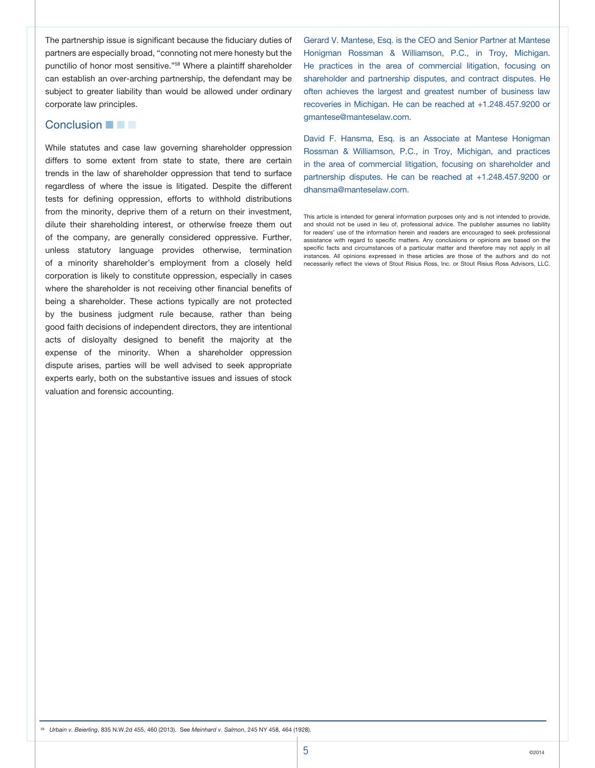The partnership issue is significant because the fiduciary duties of partners are especially broad, "connoting not mere honesty but the punctilio of honor most sensitive."[58] Where a plaintiff shareholder can establish an over-arching partnership, the defendant may be subject to greater liability than would be allowed under ordinary corporate law principles.

## Conclusion

While statutes and case law governing shareholder oppression differs to some extent from state to state, there are certain trends in the law of shareholder oppression that tend to surface regardless of where the issue is litigated. Despite the different tests for defining oppression, efforts to withhold distributions from the minority, deprive them of a return on their investment, dilute their shareholding interest, or otherwise freeze them out of the company, are generally considered oppressive. Further, unless statutory language provides otherwise, termination of a minority shareholder's employment from a closely held corporation is likely to constitute oppression, especially in cases where the shareholder is not receiving other financial benefits of being a shareholder. These actions typically are not protected by the business judgment rule because, rather than being good faith decisions of independent directors, they are intentional acts of disloyalty designed to benefit the majority at the expense of the minority. When a shareholder oppression dispute arises, parties will be well advised to seek appropriate experts early, both on the substantive issues and issues of stock valuation and forensic accounting.

Gerard V. Mantese, Esq. is the CEO and Senior Partner at Mantese Honigman Rossman & Williamson, P.C., in Troy, Michigan. He practices in the area of commercial litigation, focusing on shareholder and partnership disputes, and contract disputes. He often achieves the largest and greatest number of business law recoveries in Michigan. He can be reached at +1.248.457.9200 or gmantese@manteselaw.com.

David F. Hansma, Esq. is an Associate at Mantese Honigman Rossman & Williamson, P.C., in Troy, Michigan, and practices in the area of commercial litigation, focusing on shareholder and partnership disputes. He can be reached at +1.248.457.9200 or dhansma@manteselaw.com.

This article is intended for general information purposes only and is not intended to provide, and should not be used in lieu of, professional advice. The publisher assumes no liability for readers' use of the information herein and readers are encouraged to seek professional assistance with regard to specific matters. Any conclusions or opinions are based on the specific facts and circumstances of a particular matter and therefore may not apply in all instances. All opinions expressed in these articles are those of the authors and do not necessarily reflect the views of Stout Risius Ross, Inc. or Stout Risius Ross Advisors, LLC.

---

[58] *Urbain v. Beierling*, 835 N.W.2d 455, 460 (2013). See *Meinhard v. Salmon*, 245 NY 458, 464 (1928).

©2014